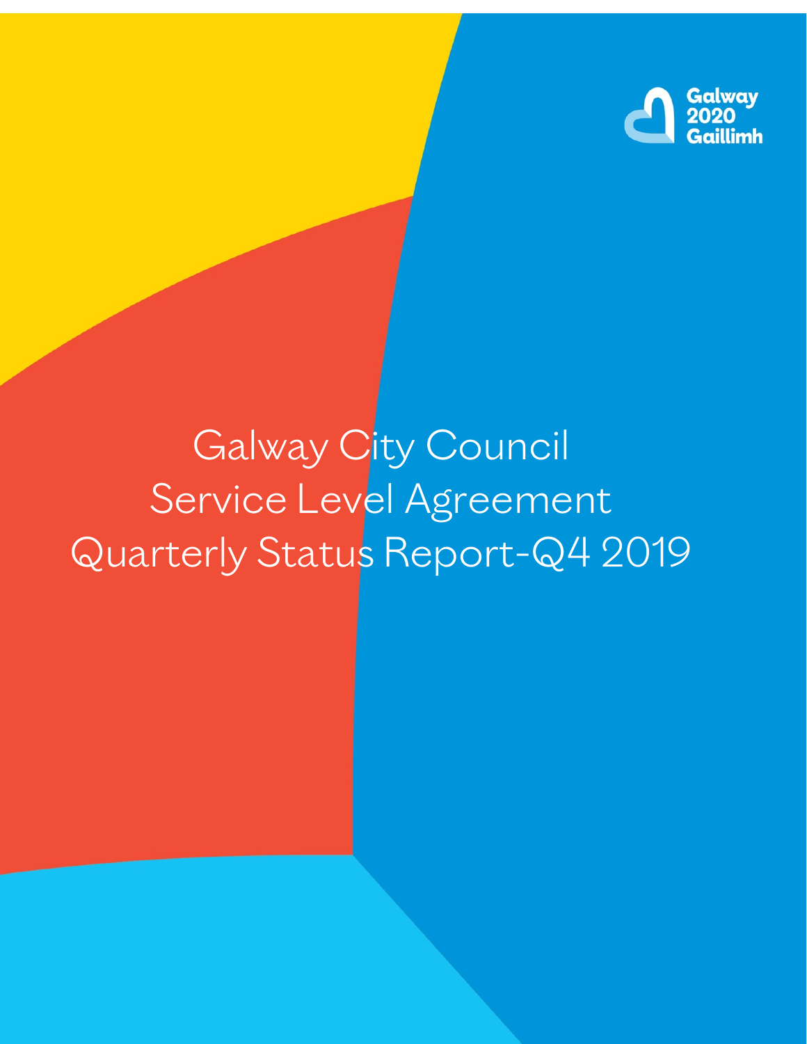Galway 2020 Gaillimh

# Galway City Council
# Service Level Agreement
# Quarterly Status Report-Q4 2019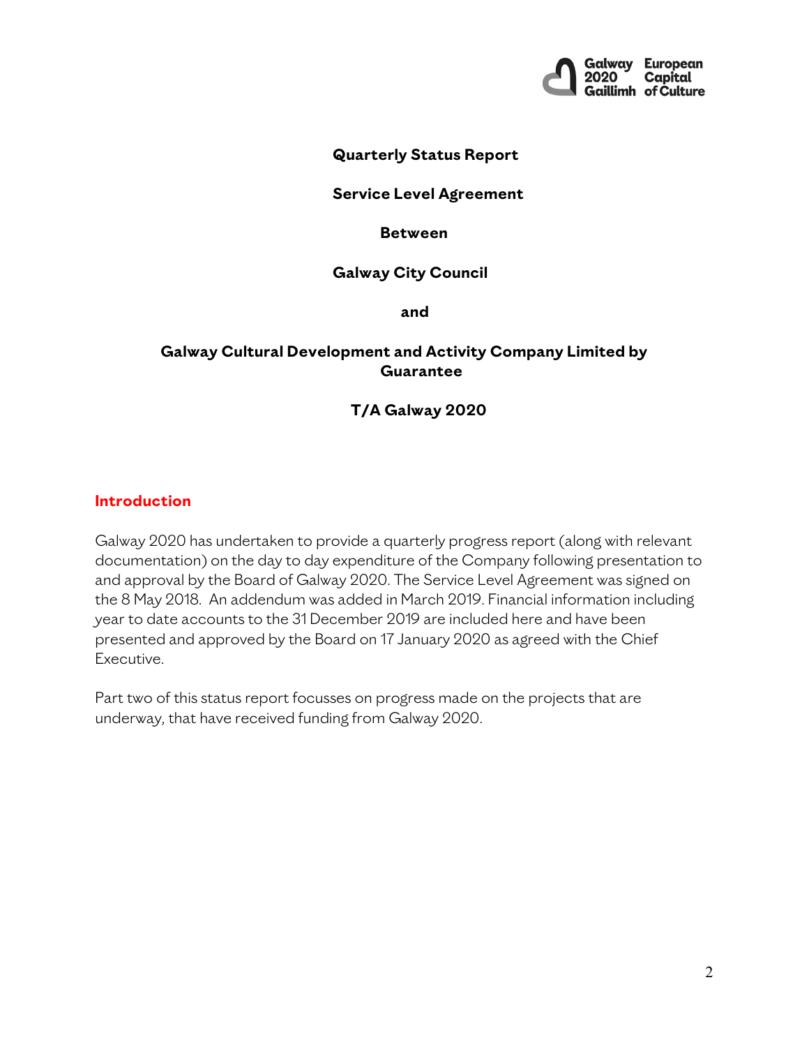**Quarterly Status Report**

**Service Level Agreement**

**Between**

**Galway City Council**

**and**

**Galway Cultural Development and Activity Company Limited by Guarantee**

**T/A Galway 2020**

## Introduction

Galway 2020 has undertaken to provide a quarterly progress report (along with relevant documentation) on the day to day expenditure of the Company following presentation to and approval by the Board of Galway 2020. The Service Level Agreement was signed on the 8 May 2018. An addendum was added in March 2019. Financial information including year to date accounts to the 31 December 2019 are included here and have been presented and approved by the Board on 17 January 2020 as agreed with the Chief Executive.

Part two of this status report focusses on progress made on the projects that are underway, that have received funding from Galway 2020.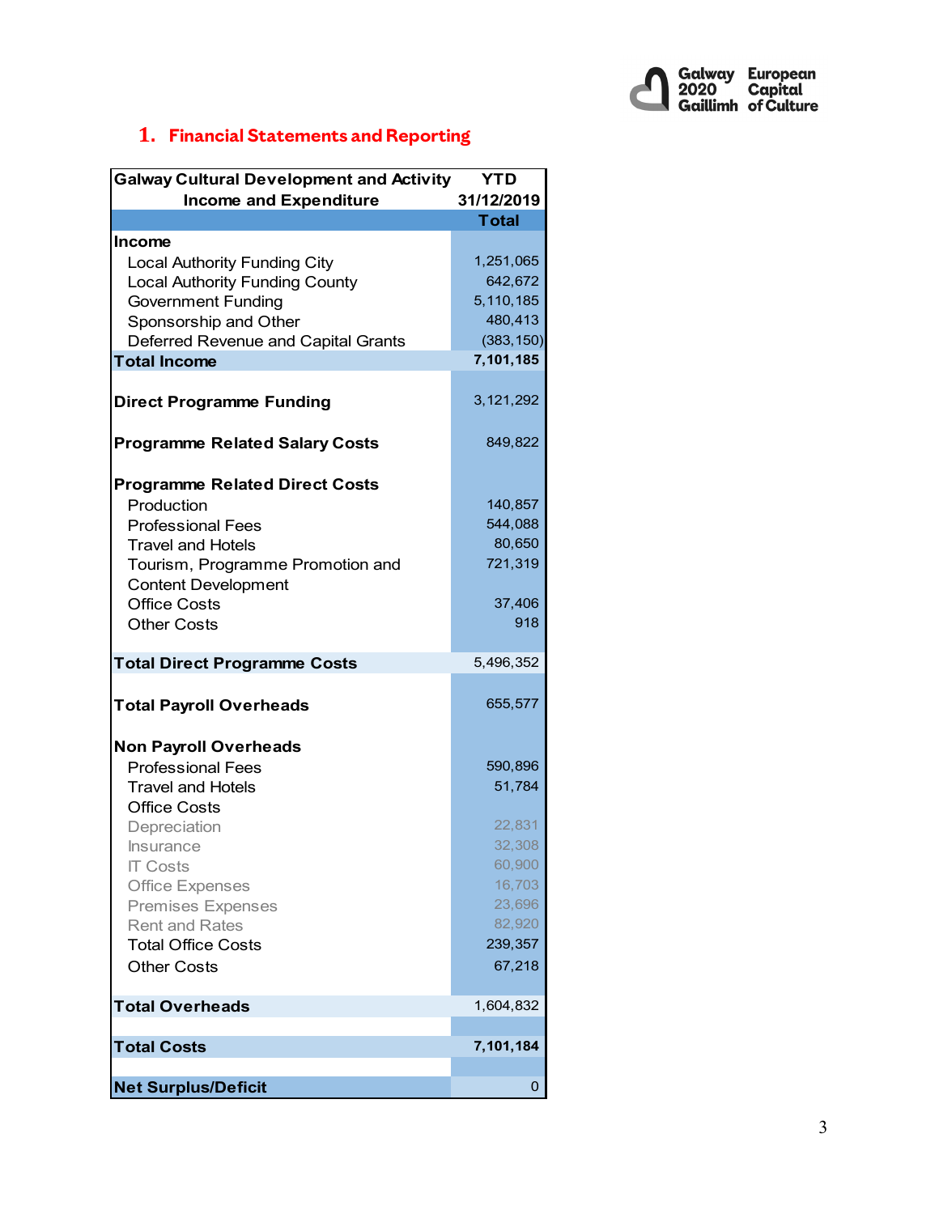## 1. Financial Statements and Reporting

| Galway Cultural Development and Activity Income and Expenditure | YTD 31/12/2019 Total |
|---|---|
| **Income** | |
| Local Authority Funding City | 1,251,065 |
| Local Authority Funding County | 642,672 |
| Government Funding | 5,110,185 |
| Sponsorship and Other | 480,413 |
| Deferred Revenue and Capital Grants | (383,150) |
| **Total Income** | **7,101,185** |
| | |
| **Direct Programme Funding** | 3,121,292 |
| | |
| **Programme Related Salary Costs** | 849,822 |
| | |
| **Programme Related Direct Costs** | |
| Production | 140,857 |
| Professional Fees | 544,088 |
| Travel and Hotels | 80,650 |
| Tourism, Programme Promotion and Content Development | 721,319 |
| Office Costs | 37,406 |
| Other Costs | 918 |
| | |
| **Total Direct Programme Costs** | 5,496,352 |
| | |
| **Total Payroll Overheads** | 655,577 |
| | |
| **Non Payroll Overheads** | |
| Professional Fees | 590,896 |
| Travel and Hotels | 51,784 |
| Office Costs | |
| Depreciation | 22,831 |
| Insurance | 32,308 |
| IT Costs | 60,900 |
| Office Expenses | 16,703 |
| Premises Expenses | 23,696 |
| Rent and Rates | 82,920 |
| Total Office Costs | 239,357 |
| Other Costs | 67,218 |
| | |
| **Total Overheads** | 1,604,832 |
| | |
| **Total Costs** | **7,101,184** |
| | |
| **Net Surplus/Deficit** | 0 |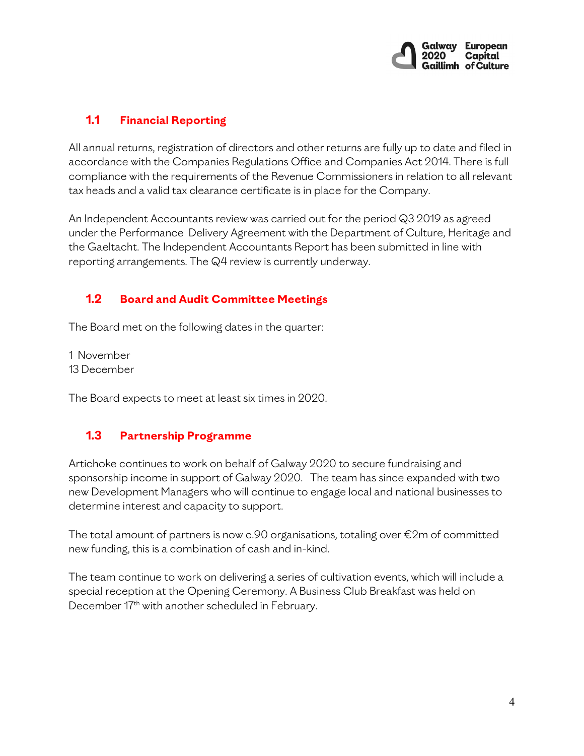## 1.1 Financial Reporting

All annual returns, registration of directors and other returns are fully up to date and filed in accordance with the Companies Regulations Office and Companies Act 2014. There is full compliance with the requirements of the Revenue Commissioners in relation to all relevant tax heads and a valid tax clearance certificate is in place for the Company.

An Independent Accountants review was carried out for the period Q3 2019 as agreed under the Performance Delivery Agreement with the Department of Culture, Heritage and the Gaeltacht. The Independent Accountants Report has been submitted in line with reporting arrangements. The Q4 review is currently underway.

## 1.2 Board and Audit Committee Meetings

The Board met on the following dates in the quarter:

1 November
13 December

The Board expects to meet at least six times in 2020.

## 1.3 Partnership Programme

Artichoke continues to work on behalf of Galway 2020 to secure fundraising and sponsorship income in support of Galway 2020. The team has since expanded with two new Development Managers who will continue to engage local and national businesses to determine interest and capacity to support.

The total amount of partners is now c.90 organisations, totaling over €2m of committed new funding, this is a combination of cash and in-kind.

The team continue to work on delivering a series of cultivation events, which will include a special reception at the Opening Ceremony. A Business Club Breakfast was held on December 17th with another scheduled in February.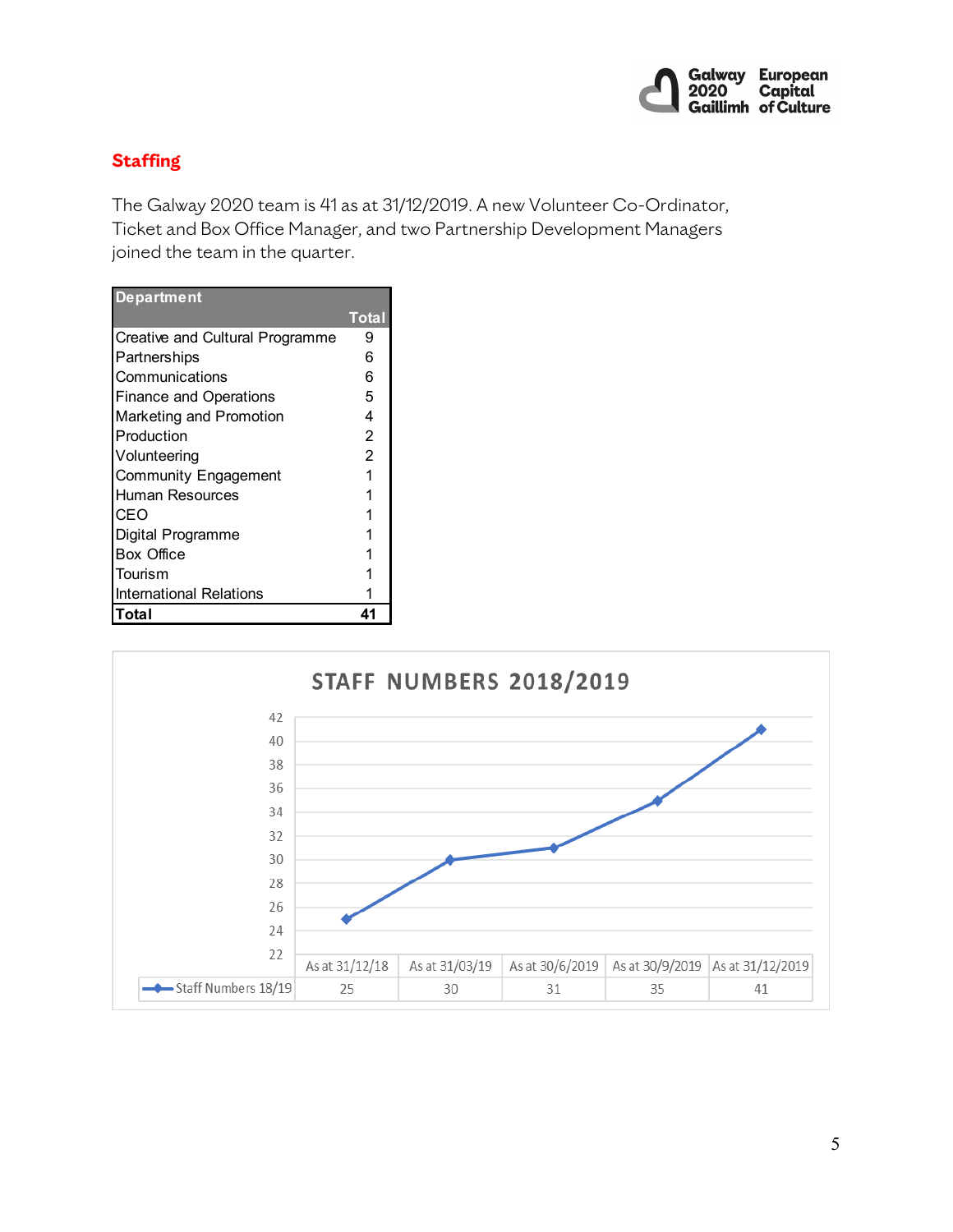## Staffing

The Galway 2020 team is 41 as at 31/12/2019. A new Volunteer Co-Ordinator, Ticket and Box Office Manager, and two Partnership Development Managers joined the team in the quarter.

| Department | Total |
|---|---|
| Creative and Cultural Programme | 9 |
| Partnerships | 6 |
| Communications | 6 |
| Finance and Operations | 5 |
| Marketing and Promotion | 4 |
| Production | 2 |
| Volunteering | 2 |
| Community Engagement | 1 |
| Human Resources | 1 |
| CEO | 1 |
| Digital Programme | 1 |
| Box Office | 1 |
| Tourism | 1 |
| International Relations | 1 |
| **Total** | **41** |

**STAFF NUMBERS 2018/2019**

| | As at 31/12/18 | As at 31/03/19 | As at 30/6/2019 | As at 30/9/2019 | As at 31/12/2019 |
|---|---|---|---|---|---|
| Staff Numbers 18/19 | 25 | 30 | 31 | 35 | 41 |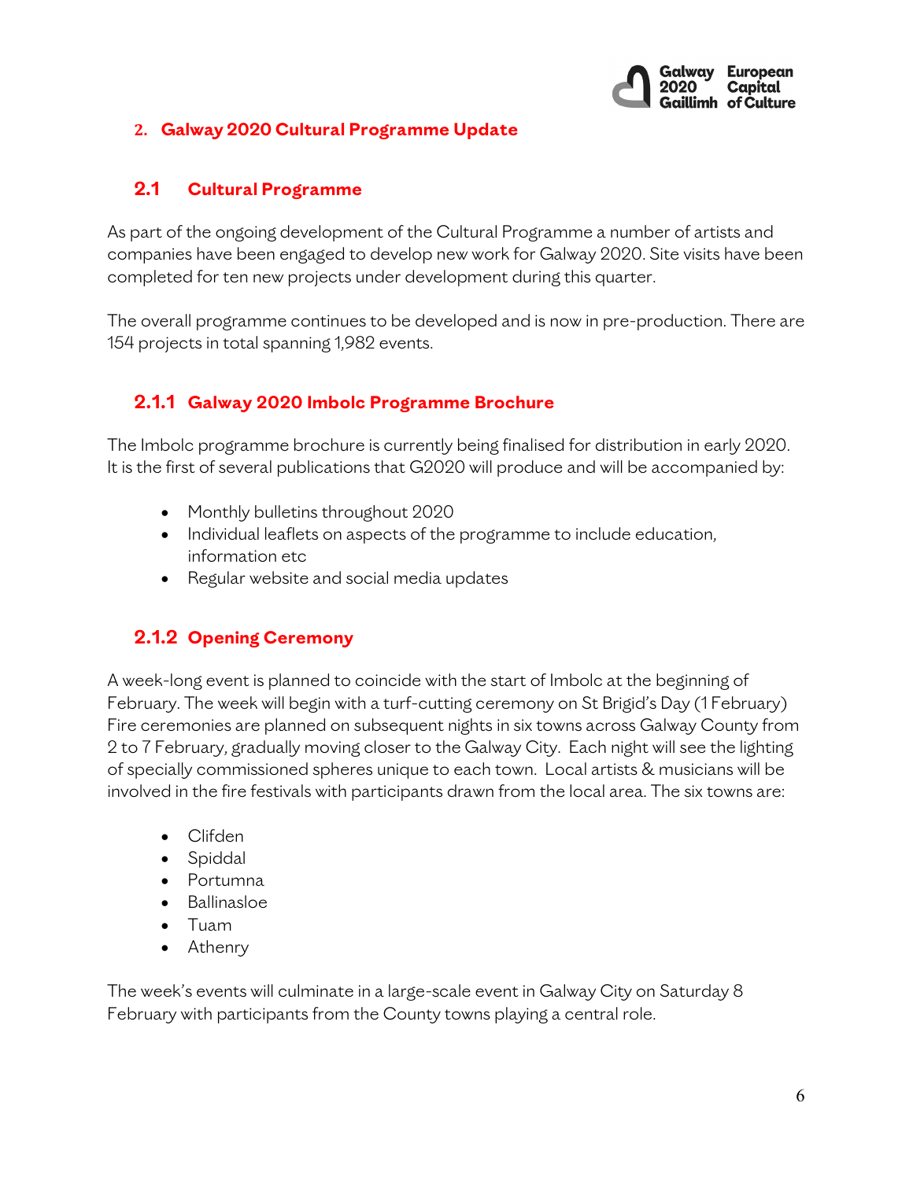## 2. Galway 2020 Cultural Programme Update

### 2.1 Cultural Programme

As part of the ongoing development of the Cultural Programme a number of artists and companies have been engaged to develop new work for Galway 2020. Site visits have been completed for ten new projects under development during this quarter.

The overall programme continues to be developed and is now in pre-production. There are 154 projects in total spanning 1,982 events.

#### 2.1.1 Galway 2020 Imbolc Programme Brochure

The Imbolc programme brochure is currently being finalised for distribution in early 2020. It is the first of several publications that G2020 will produce and will be accompanied by:

- Monthly bulletins throughout 2020
- Individual leaflets on aspects of the programme to include education, information etc
- Regular website and social media updates

#### 2.1.2 Opening Ceremony

A week-long event is planned to coincide with the start of Imbolc at the beginning of February. The week will begin with a turf-cutting ceremony on St Brigid's Day (1 February) Fire ceremonies are planned on subsequent nights in six towns across Galway County from 2 to 7 February, gradually moving closer to the Galway City. Each night will see the lighting of specially commissioned spheres unique to each town. Local artists & musicians will be involved in the fire festivals with participants drawn from the local area. The six towns are:

- Clifden
- Spiddal
- Portumna
- Ballinasloe
- Tuam
- Athenry

The week's events will culminate in a large-scale event in Galway City on Saturday 8 February with participants from the County towns playing a central role.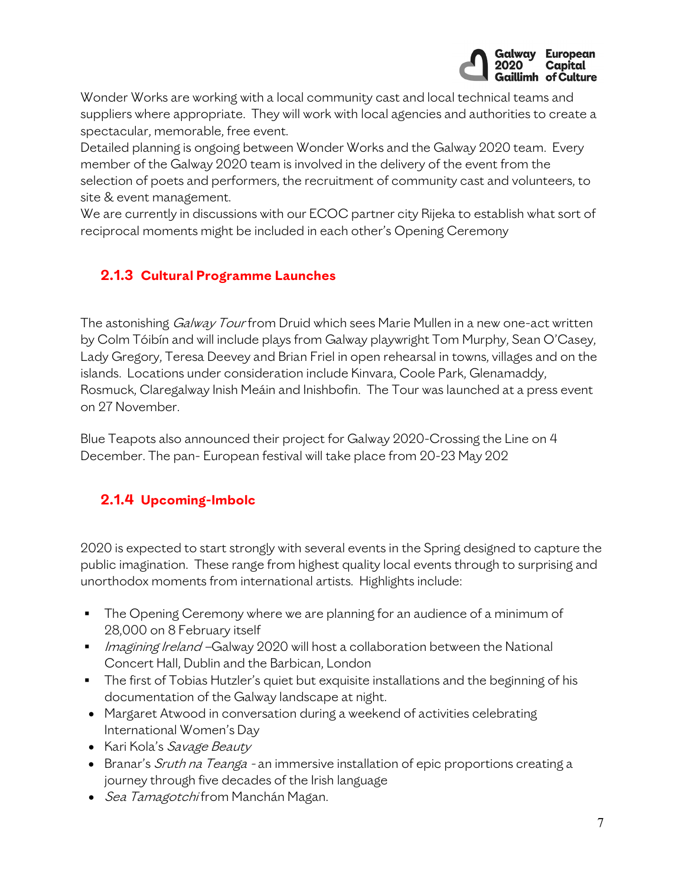Wonder Works are working with a local community cast and local technical teams and suppliers where appropriate. They will work with local agencies and authorities to create a spectacular, memorable, free event.

Detailed planning is ongoing between Wonder Works and the Galway 2020 team. Every member of the Galway 2020 team is involved in the delivery of the event from the selection of poets and performers, the recruitment of community cast and volunteers, to site & event management.

We are currently in discussions with our ECOC partner city Rijeka to establish what sort of reciprocal moments might be included in each other's Opening Ceremony

### 2.1.3 Cultural Programme Launches

The astonishing *Galway Tour* from Druid which sees Marie Mullen in a new one-act written by Colm Tóibín and will include plays from Galway playwright Tom Murphy, Sean O'Casey, Lady Gregory, Teresa Deevey and Brian Friel in open rehearsal in towns, villages and on the islands. Locations under consideration include Kinvara, Coole Park, Glenamaddy, Rosmuck, Claregalway Inish Meáin and Inishbofin. The Tour was launched at a press event on 27 November.

Blue Teapots also announced their project for Galway 2020-Crossing the Line on 4 December. The pan- European festival will take place from 20-23 May 202

### 2.1.4 Upcoming-Imbolc

2020 is expected to start strongly with several events in the Spring designed to capture the public imagination. These range from highest quality local events through to surprising and unorthodox moments from international artists. Highlights include:

- The Opening Ceremony where we are planning for an audience of a minimum of 28,000 on 8 February itself
- *Imagining Ireland* –Galway 2020 will host a collaboration between the National Concert Hall, Dublin and the Barbican, London
- The first of Tobias Hutzler's quiet but exquisite installations and the beginning of his documentation of the Galway landscape at night.
- Margaret Atwood in conversation during a weekend of activities celebrating International Women's Day
- Kari Kola's *Savage Beauty*
- Branar's *Sruth na Teanga* - an immersive installation of epic proportions creating a journey through five decades of the Irish language
- *Sea Tamagotchi* from Manchán Magan.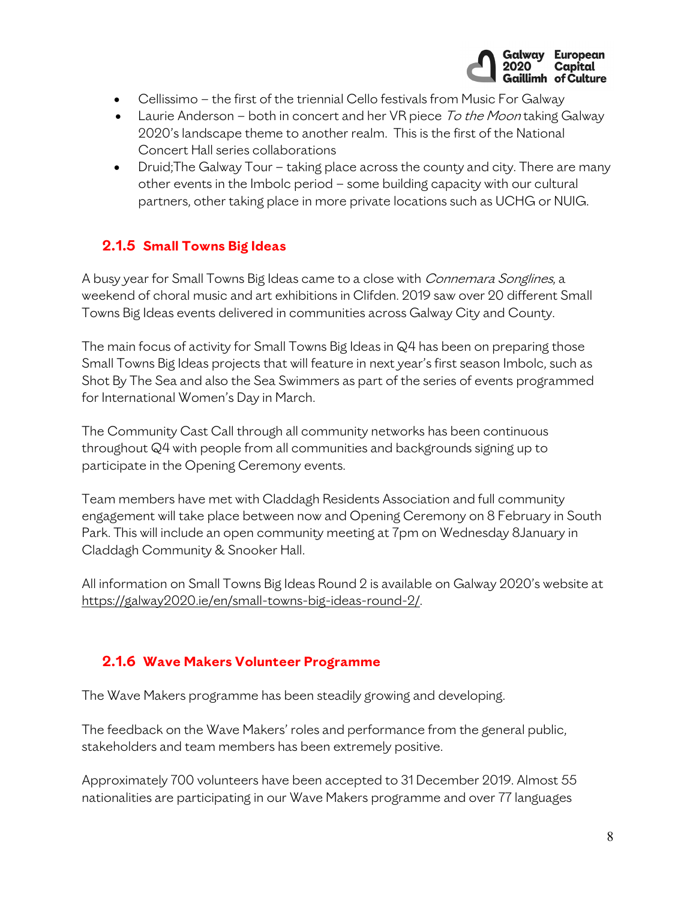- Cellissimo – the first of the triennial Cello festivals from Music For Galway
- Laurie Anderson – both in concert and her VR piece *To the Moon* taking Galway 2020's landscape theme to another realm. This is the first of the National Concert Hall series collaborations
- Druid;The Galway Tour – taking place across the county and city. There are many other events in the Imbolc period – some building capacity with our cultural partners, other taking place in more private locations such as UCHG or NUIG.

### 2.1.5 Small Towns Big Ideas

A busy year for Small Towns Big Ideas came to a close with *Connemara Songlines*, a weekend of choral music and art exhibitions in Clifden. 2019 saw over 20 different Small Towns Big Ideas events delivered in communities across Galway City and County.

The main focus of activity for Small Towns Big Ideas in Q4 has been on preparing those Small Towns Big Ideas projects that will feature in next year's first season Imbolc, such as Shot By The Sea and also the Sea Swimmers as part of the series of events programmed for International Women's Day in March.

The Community Cast Call through all community networks has been continuous throughout Q4 with people from all communities and backgrounds signing up to participate in the Opening Ceremony events.

Team members have met with Claddagh Residents Association and full community engagement will take place between now and Opening Ceremony on 8 February in South Park. This will include an open community meeting at 7pm on Wednesday 8January in Claddagh Community & Snooker Hall.

All information on Small Towns Big Ideas Round 2 is available on Galway 2020's website at https://galway2020.ie/en/small-towns-big-ideas-round-2/.

### 2.1.6 Wave Makers Volunteer Programme

The Wave Makers programme has been steadily growing and developing.

The feedback on the Wave Makers' roles and performance from the general public, stakeholders and team members has been extremely positive.

Approximately 700 volunteers have been accepted to 31 December 2019. Almost 55 nationalities are participating in our Wave Makers programme and over 77 languages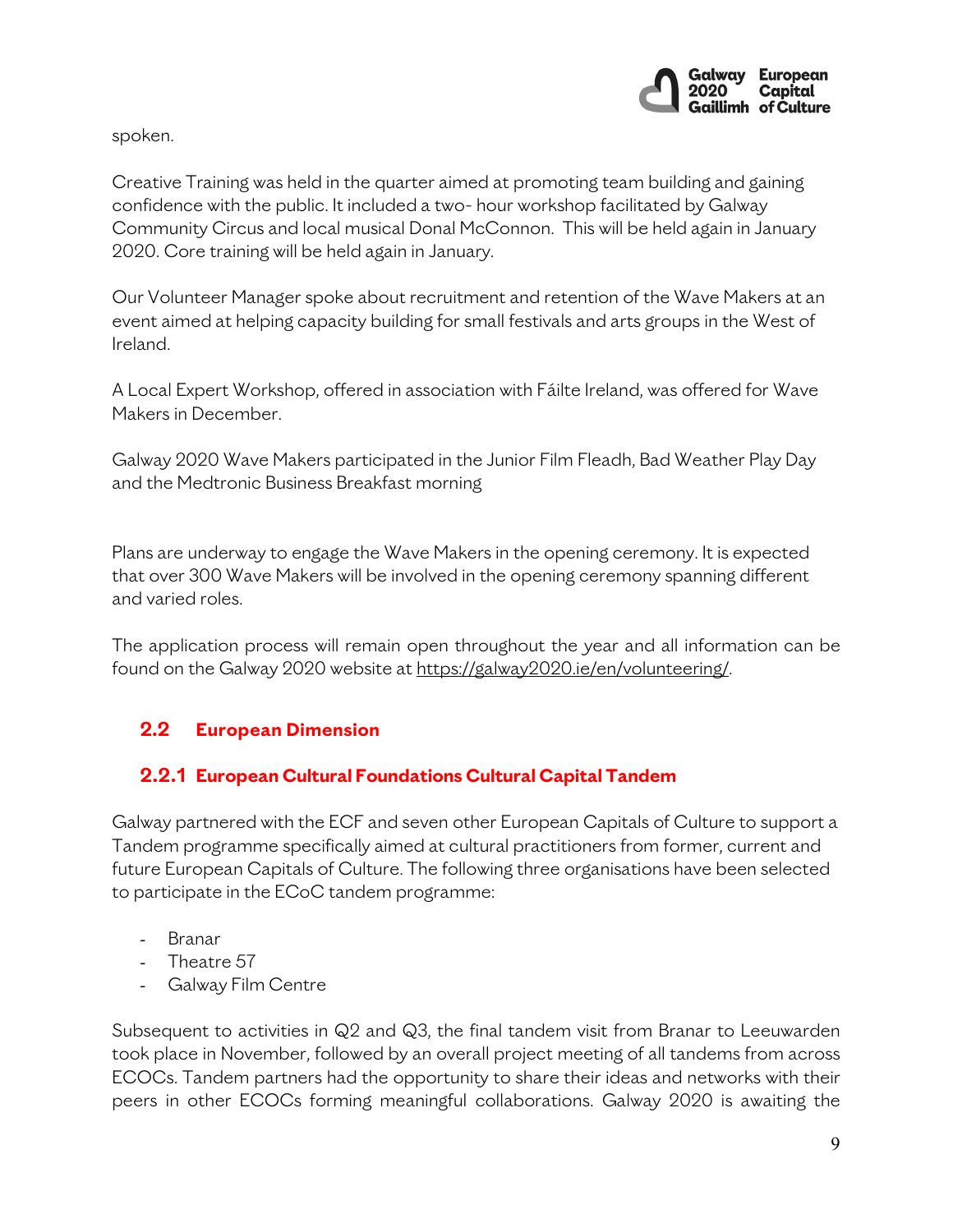spoken.

Creative Training was held in the quarter aimed at promoting team building and gaining confidence with the public. It included a two- hour workshop facilitated by Galway Community Circus and local musical Donal McConnon. This will be held again in January 2020. Core training will be held again in January.

Our Volunteer Manager spoke about recruitment and retention of the Wave Makers at an event aimed at helping capacity building for small festivals and arts groups in the West of Ireland.

A Local Expert Workshop, offered in association with Fáilte Ireland, was offered for Wave Makers in December.

Galway 2020 Wave Makers participated in the Junior Film Fleadh, Bad Weather Play Day and the Medtronic Business Breakfast morning

Plans are underway to engage the Wave Makers in the opening ceremony. It is expected that over 300 Wave Makers will be involved in the opening ceremony spanning different and varied roles.

The application process will remain open throughout the year and all information can be found on the Galway 2020 website at https://galway2020.ie/en/volunteering/.

## 2.2 European Dimension

### 2.2.1 European Cultural Foundations Cultural Capital Tandem

Galway partnered with the ECF and seven other European Capitals of Culture to support a Tandem programme specifically aimed at cultural practitioners from former, current and future European Capitals of Culture. The following three organisations have been selected to participate in the ECoC tandem programme:

- Branar
- Theatre 57
- Galway Film Centre

Subsequent to activities in Q2 and Q3, the final tandem visit from Branar to Leeuwarden took place in November, followed by an overall project meeting of all tandems from across ECOCs. Tandem partners had the opportunity to share their ideas and networks with their peers in other ECOCs forming meaningful collaborations. Galway 2020 is awaiting the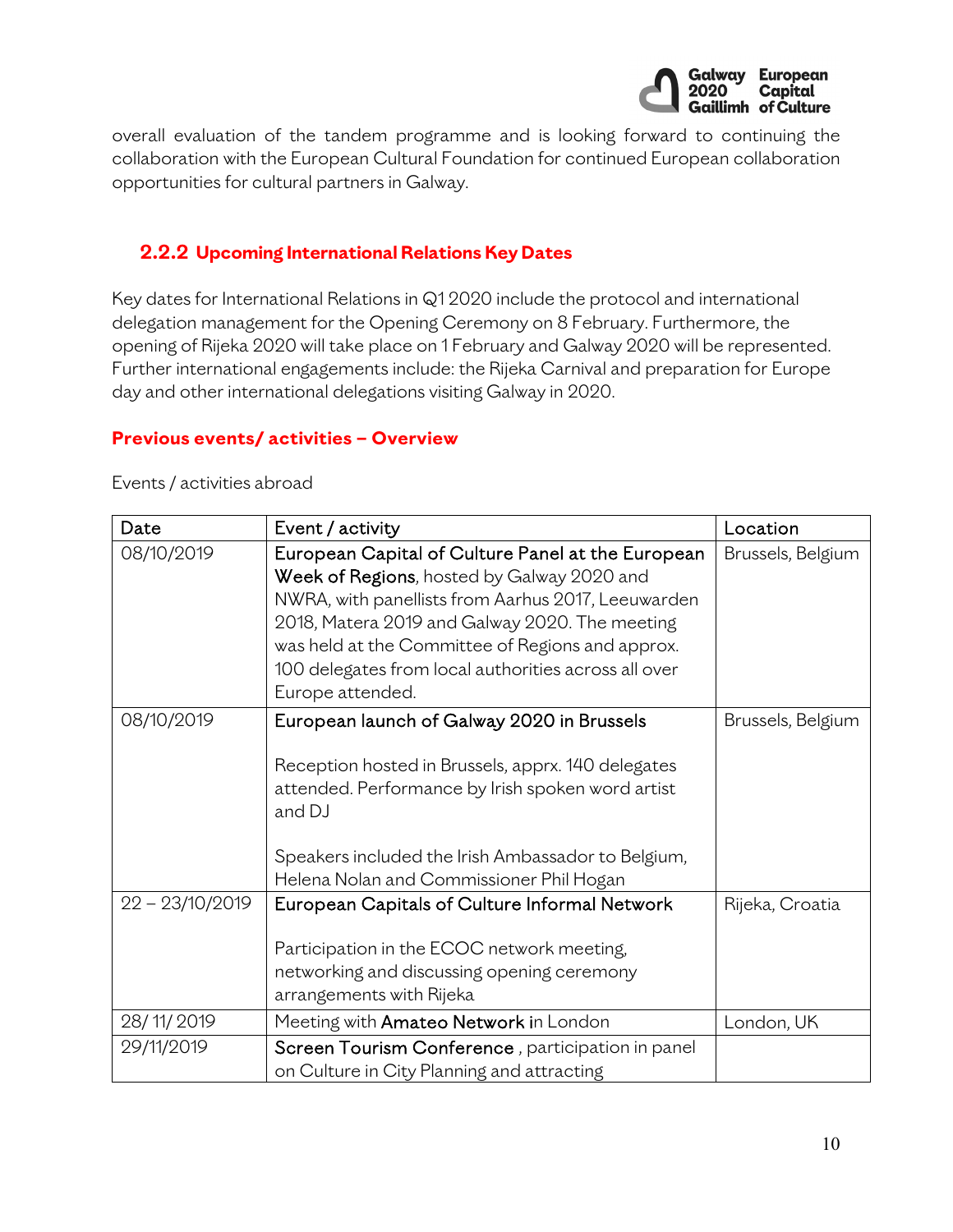overall evaluation of the tandem programme and is looking forward to continuing the collaboration with the European Cultural Foundation for continued European collaboration opportunities for cultural partners in Galway.

### 2.2.2 Upcoming International Relations Key Dates

Key dates for International Relations in Q1 2020 include the protocol and international delegation management for the Opening Ceremony on 8 February. Furthermore, the opening of Rijeka 2020 will take place on 1 February and Galway 2020 will be represented. Further international engagements include: the Rijeka Carnival and preparation for Europe day and other international delegations visiting Galway in 2020.

**Previous events/ activities – Overview**

Events / activities abroad

| Date | Event / activity | Location |
|---|---|---|
| 08/10/2019 | European Capital of Culture Panel at the European Week of Regions, hosted by Galway 2020 and NWRA, with panellists from Aarhus 2017, Leeuwarden 2018, Matera 2019 and Galway 2020. The meeting was held at the Committee of Regions and approx. 100 delegates from local authorities across all over Europe attended. | Brussels, Belgium |
| 08/10/2019 | European launch of Galway 2020 in Brussels<br><br>Reception hosted in Brussels, apprx. 140 delegates attended. Performance by Irish spoken word artist and DJ<br><br>Speakers included the Irish Ambassador to Belgium, Helena Nolan and Commissioner Phil Hogan | Brussels, Belgium |
| 22 – 23/10/2019 | European Capitals of Culture Informal Network<br><br>Participation in the ECOC network meeting, networking and discussing opening ceremony arrangements with Rijeka | Rijeka, Croatia |
| 28/ 11/ 2019 | Meeting with Amateo Network in London | London, UK |
| 29/11/2019 | Screen Tourism Conference , participation in panel on Culture in City Planning and attracting | |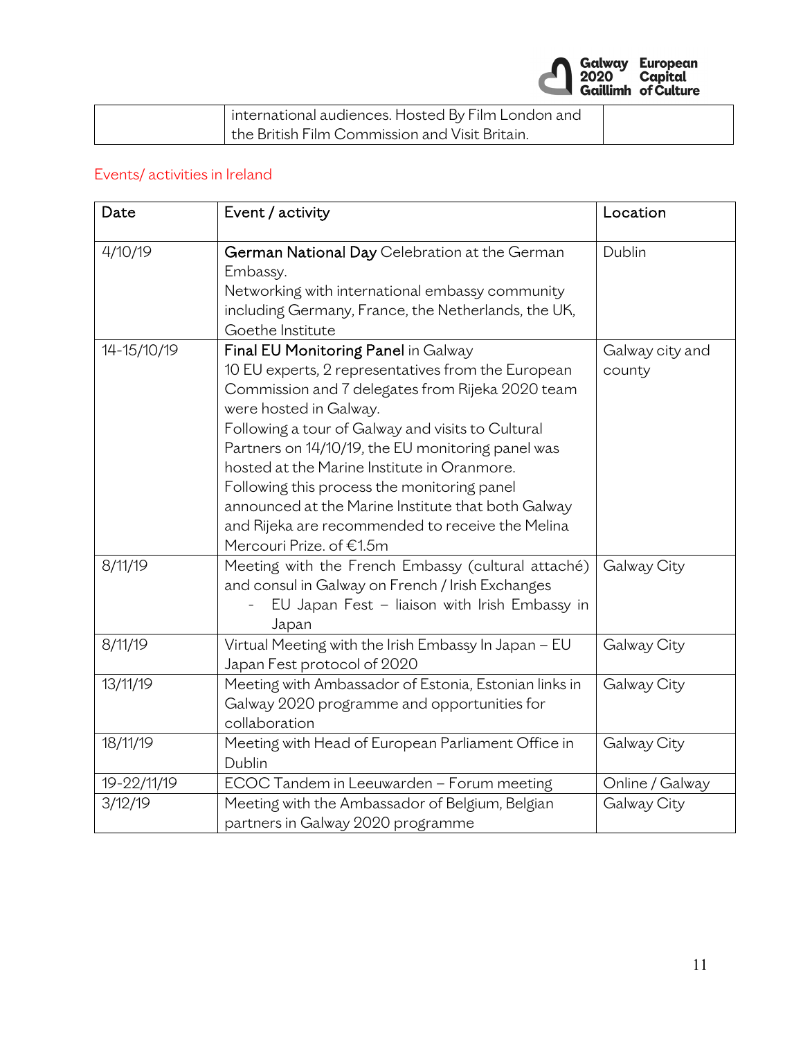| | international audiences. Hosted By Film London and the British Film Commission and Visit Britain. | |
|---|---|---|

Events/ activities in Ireland

| Date | Event / activity | Location |
|---|---|---|
| 4/10/19 | **German National Day** Celebration at the German Embassy.<br>Networking with international embassy community including Germany, France, the Netherlands, the UK, Goethe Institute | Dublin |
| 14-15/10/19 | **Final EU Monitoring Panel** in Galway<br>10 EU experts, 2 representatives from the European Commission and 7 delegates from Rijeka 2020 team were hosted in Galway.<br>Following a tour of Galway and visits to Cultural Partners on 14/10/19, the EU monitoring panel was hosted at the Marine Institute in Oranmore.<br>Following this process the monitoring panel announced at the Marine Institute that both Galway and Rijeka are recommended to receive the Melina Mercouri Prize. of €1.5m | Galway city and county |
| 8/11/19 | Meeting with the French Embassy (cultural attaché) and consul in Galway on French / Irish Exchanges<br>- EU Japan Fest – liaison with Irish Embassy in Japan | Galway City |
| 8/11/19 | Virtual Meeting with the Irish Embassy In Japan – EU Japan Fest protocol of 2020 | Galway City |
| 13/11/19 | Meeting with Ambassador of Estonia, Estonian links in Galway 2020 programme and opportunities for collaboration | Galway City |
| 18/11/19 | Meeting with Head of European Parliament Office in Dublin | Galway City |
| 19-22/11/19 | ECOC Tandem in Leeuwarden – Forum meeting | Online / Galway |
| 3/12/19 | Meeting with the Ambassador of Belgium, Belgian partners in Galway 2020 programme | Galway City |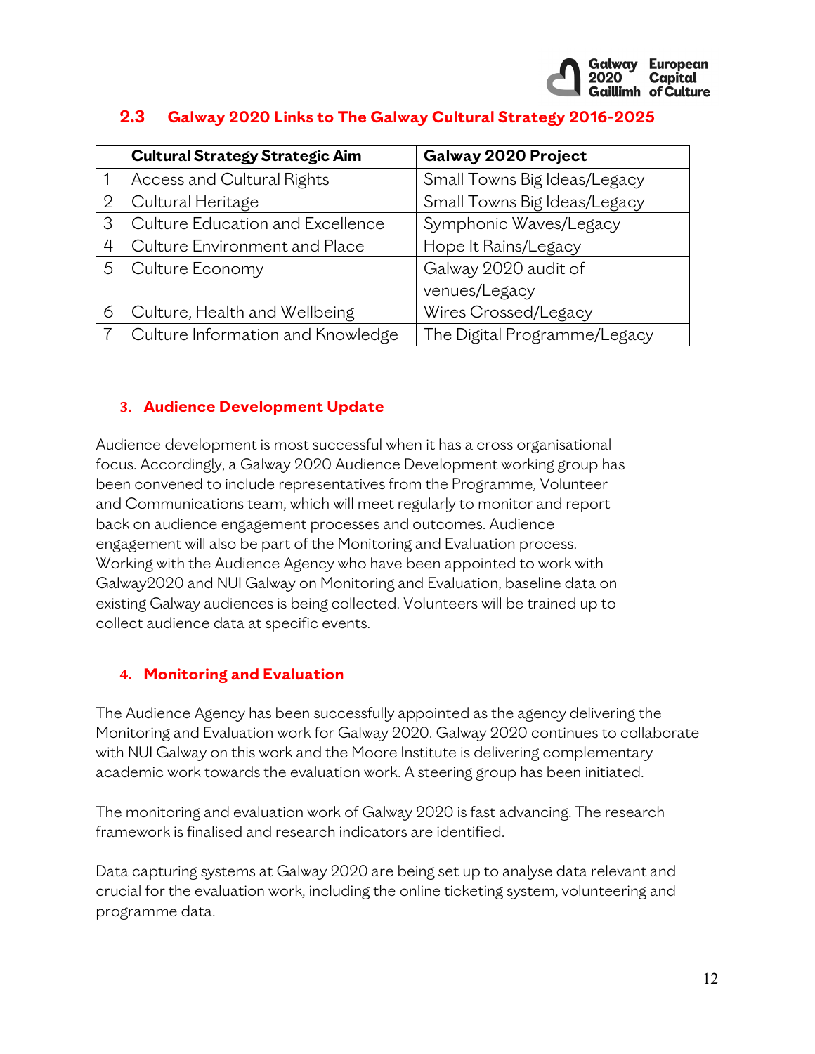## 2.3 Galway 2020 Links to The Galway Cultural Strategy 2016-2025

| | Cultural Strategy Strategic Aim | Galway 2020 Project |
|---|---|---|
| 1 | Access and Cultural Rights | Small Towns Big Ideas/Legacy |
| 2 | Cultural Heritage | Small Towns Big Ideas/Legacy |
| 3 | Culture Education and Excellence | Symphonic Waves/Legacy |
| 4 | Culture Environment and Place | Hope It Rains/Legacy |
| 5 | Culture Economy | Galway 2020 audit of venues/Legacy |
| 6 | Culture, Health and Wellbeing | Wires Crossed/Legacy |
| 7 | Culture Information and Knowledge | The Digital Programme/Legacy |

## 3. Audience Development Update

Audience development is most successful when it has a cross organisational focus. Accordingly, a Galway 2020 Audience Development working group has been convened to include representatives from the Programme, Volunteer and Communications team, which will meet regularly to monitor and report back on audience engagement processes and outcomes. Audience engagement will also be part of the Monitoring and Evaluation process. Working with the Audience Agency who have been appointed to work with Galway2020 and NUI Galway on Monitoring and Evaluation, baseline data on existing Galway audiences is being collected. Volunteers will be trained up to collect audience data at specific events.

## 4. Monitoring and Evaluation

The Audience Agency has been successfully appointed as the agency delivering the Monitoring and Evaluation work for Galway 2020. Galway 2020 continues to collaborate with NUI Galway on this work and the Moore Institute is delivering complementary academic work towards the evaluation work. A steering group has been initiated.

The monitoring and evaluation work of Galway 2020 is fast advancing. The research framework is finalised and research indicators are identified.

Data capturing systems at Galway 2020 are being set up to analyse data relevant and crucial for the evaluation work, including the online ticketing system, volunteering and programme data.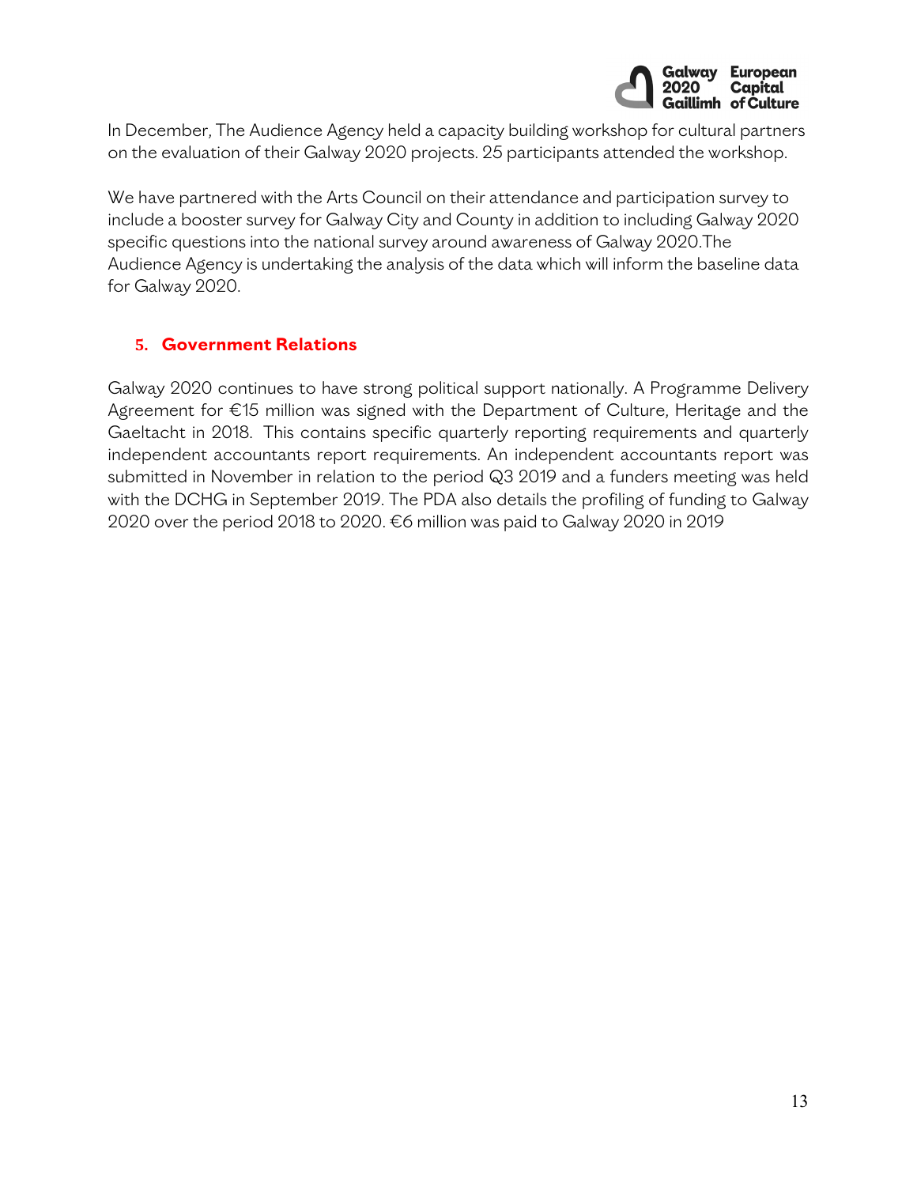In December, The Audience Agency held a capacity building workshop for cultural partners on the evaluation of their Galway 2020 projects. 25 participants attended the workshop.

We have partnered with the Arts Council on their attendance and participation survey to include a booster survey for Galway City and County in addition to including Galway 2020 specific questions into the national survey around awareness of Galway 2020.The Audience Agency is undertaking the analysis of the data which will inform the baseline data for Galway 2020.

## 5. Government Relations

Galway 2020 continues to have strong political support nationally. A Programme Delivery Agreement for €15 million was signed with the Department of Culture, Heritage and the Gaeltacht in 2018. This contains specific quarterly reporting requirements and quarterly independent accountants report requirements. An independent accountants report was submitted in November in relation to the period Q3 2019 and a funders meeting was held with the DCHG in September 2019. The PDA also details the profiling of funding to Galway 2020 over the period 2018 to 2020. €6 million was paid to Galway 2020 in 2019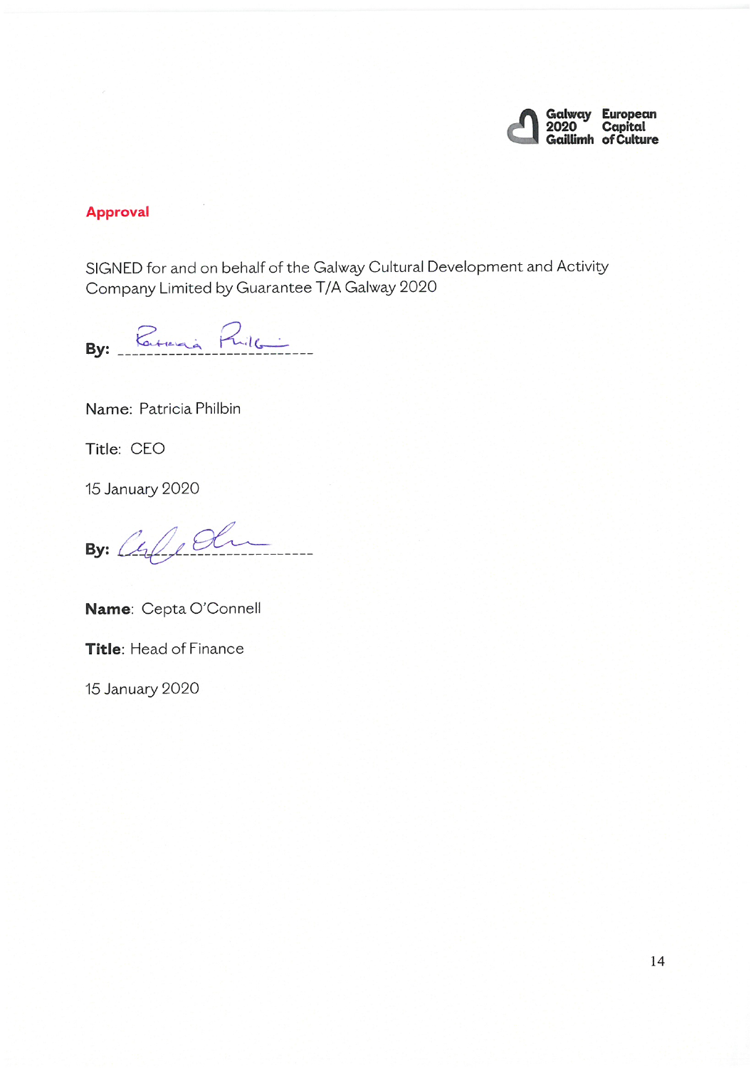Galway 2020 Gaillimh European Capital of Culture

## Approval

SIGNED for and on behalf of the Galway Cultural Development and Activity Company Limited by Guarantee T/A Galway 2020

**By:** ____________________________

Name: Patricia Philbin

Title: CEO

15 January 2020

**By:** ____________________________

**Name**: Cepta O'Connell

**Title**: Head of Finance

15 January 2020